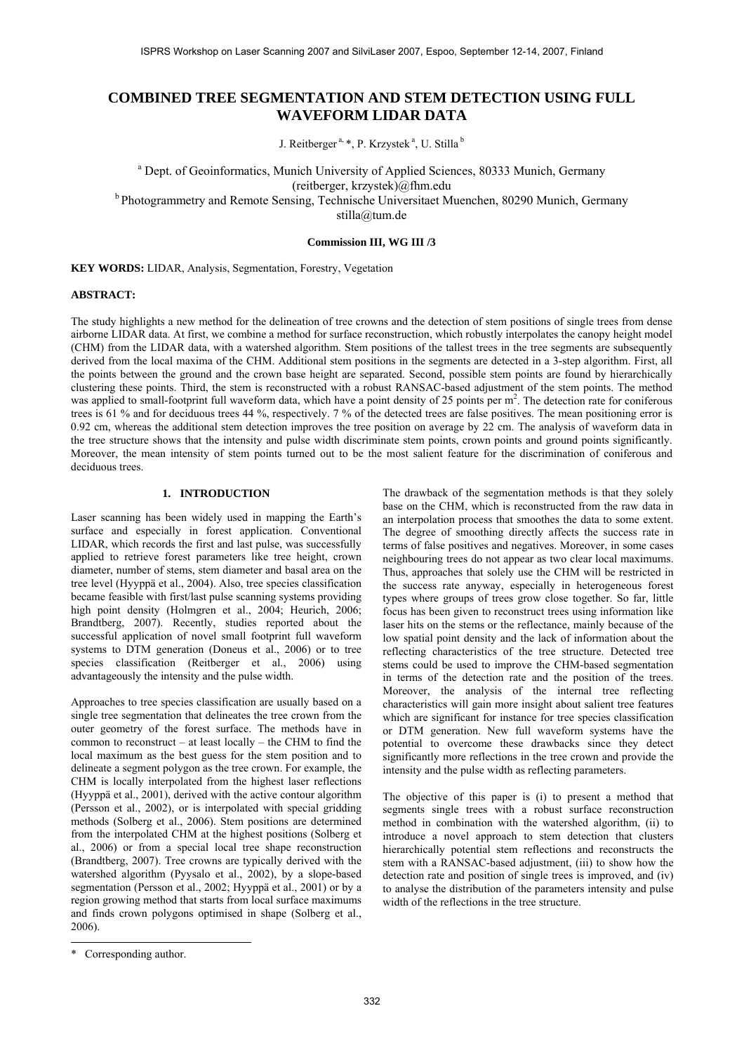# COMBINED TREE SEGMENTATION AND STEM DETECTION USING FULL WAVEFORM LIDAR DATA

J. Reitberger [a, *], P. Krzystek [a], U. Stilla [b]

[a] Dept. of Geoinformatics, Munich University of Applied Sciences, 80333 Munich, Germany
(reitberger, krzystek)@fhm.edu
[b] Photogrammetry and Remote Sensing, Technische Universitaet Muenchen, 80290 Munich, Germany
stilla@tum.de

**Commission III, WG III /3**

**KEY WORDS:** LIDAR, Analysis, Segmentation, Forestry, Vegetation

**ABSTRACT:**

The study highlights a new method for the delineation of tree crowns and the detection of stem positions of single trees from dense airborne LIDAR data. At first, we combine a method for surface reconstruction, which robustly interpolates the canopy height model (CHM) from the LIDAR data, with a watershed algorithm. Stem positions of the tallest trees in the tree segments are subsequently derived from the local maxima of the CHM. Additional stem positions in the segments are detected in a 3-step algorithm. First, all the points between the ground and the crown base height are separated. Second, possible stem points are found by hierarchically clustering these points. Third, the stem is reconstructed with a robust RANSAC-based adjustment of the stem points. The method was applied to small-footprint full waveform data, which have a point density of 25 points per m$^2$. The detection rate for coniferous trees is 61 % and for deciduous trees 44 %, respectively. 7 % of the detected trees are false positives. The mean positioning error is 0.92 cm, whereas the additional stem detection improves the tree position on average by 22 cm. The analysis of waveform data in the tree structure shows that the intensity and pulse width discriminate stem points, crown points and ground points significantly. Moreover, the mean intensity of stem points turned out to be the most salient feature for the discrimination of coniferous and deciduous trees.

## 1. INTRODUCTION

Laser scanning has been widely used in mapping the Earth's surface and especially in forest application. Conventional LIDAR, which records the first and last pulse, was successfully applied to retrieve forest parameters like tree height, crown diameter, number of stems, stem diameter and basal area on the tree level (Hyyppä et al., 2004). Also, tree species classification became feasible with first/last pulse scanning systems providing high point density (Holmgren et al., 2004; Heurich, 2006; Brandtberg, 2007). Recently, studies reported about the successful application of novel small footprint full waveform systems to DTM generation (Doneus et al., 2006) or to tree species classification (Reitberger et al., 2006) using advantageously the intensity and the pulse width.

Approaches to tree species classification are usually based on a single tree segmentation that delineates the tree crown from the outer geometry of the forest surface. The methods have in common to reconstruct – at least locally – the CHM to find the local maximum as the best guess for the stem position and to delineate a segment polygon as the tree crown. For example, the CHM is locally interpolated from the highest laser reflections (Hyyppä et al., 2001), derived with the active contour algorithm (Persson et al., 2002), or is interpolated with special gridding methods (Solberg et al., 2006). Stem positions are determined from the interpolated CHM at the highest positions (Solberg et al., 2006) or from a special local tree shape reconstruction (Brandtberg, 2007). Tree crowns are typically derived with the watershed algorithm (Pyysalo et al., 2002), by a slope-based segmentation (Persson et al., 2002; Hyyppä et al., 2001) or by a region growing method that starts from local surface maximums and finds crown polygons optimised in shape (Solberg et al., 2006).

The drawback of the segmentation methods is that they solely base on the CHM, which is reconstructed from the raw data in an interpolation process that smoothes the data to some extent. The degree of smoothing directly affects the success rate in terms of false positives and negatives. Moreover, in some cases neighbouring trees do not appear as two clear local maximums. Thus, approaches that solely use the CHM will be restricted in the success rate anyway, especially in heterogeneous forest types where groups of trees grow close together. So far, little focus has been given to reconstruct trees using information like laser hits on the stems or the reflectance, mainly because of the low spatial point density and the lack of information about the reflecting characteristics of the tree structure. Detected tree stems could be used to improve the CHM-based segmentation in terms of the detection rate and the position of the trees. Moreover, the analysis of the internal tree reflecting characteristics will gain more insight about salient tree features which are significant for instance for tree species classification or DTM generation. New full waveform systems have the potential to overcome these drawbacks since they detect significantly more reflections in the tree crown and provide the intensity and the pulse width as reflecting parameters.

The objective of this paper is (i) to present a method that segments single trees with a robust surface reconstruction method in combination with the watershed algorithm, (ii) to introduce a novel approach to stem detection that clusters hierarchically potential stem reflections and reconstructs the stem with a RANSAC-based adjustment, (iii) to show how the detection rate and position of single trees is improved, and (iv) to analyse the distribution of the parameters intensity and pulse width of the reflections in the tree structure.

---

* Corresponding author.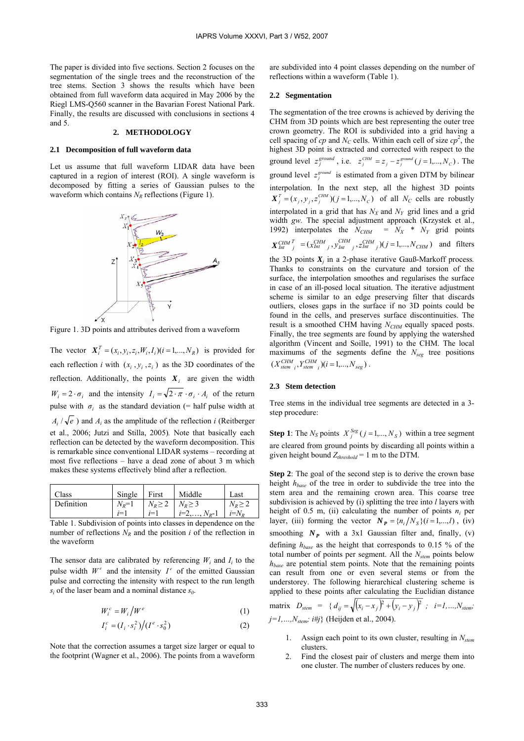The paper is divided into five sections. Section 2 focuses on the segmentation of the single trees and the reconstruction of the tree stems. Section 3 shows the results which have been obtained from full waveform data acquired in May 2006 by the Riegl LMS-Q560 scanner in the Bavarian Forest National Park. Finally, the results are discussed with conclusions in sections 4 and 5.

## 2. METHODOLOGY

### 2.1 Decomposition of full waveform data

Let us assume that full waveform LIDAR data have been captured in a region of interest (ROI). A single waveform is decomposed by fitting a series of Gaussian pulses to the waveform which contains $N_R$ reflections (Figure 1).

Figure 1. 3D points and attributes derived from a waveform

The vector $\boldsymbol{X}_i^T = (x_i, y_i, z_i, W_i, I_i)(i=1,...,N_R)$ is provided for each reflection $i$ with $(x_i, y_i, z_i)$ as the 3D coordinates of the reflection. Additionally, the points $\boldsymbol{X}_i$ are given the width $W_i = 2 \cdot \sigma_i$ and the intensity $I_i = \sqrt{2 \cdot \pi} \cdot \sigma_i \cdot A_i$ of the return pulse with $\sigma_i$ as the standard deviation (= half pulse width at $A_i / \sqrt{e}$) and $A_i$ as the amplitude of the reflection $i$ (Reitberger et al., 2006; Jutzi and Stilla, 2005). Note that basically each reflection can be detected by the waveform decomposition. This is remarkable since conventional LIDAR systems – recording at most five reflections – have a dead zone of about 3 m which makes these systems effectively blind after a reflection.

| Class | Single | First | Middle | Last |
| --- | --- | --- | --- | --- |
| Definition | $N_R$=1 <br> $i$=1 | $N_R \geq 2$ <br> $i$=1 | $N_R \geq 3$ <br> $i$=2,…, $N_R$-1 | $N_R \geq 2$ <br> $i$=$N_R$ |

Table 1. Subdivision of points into classes in dependence on the number of reflections $N_R$ and the position $i$ of the reflection in the waveform

The sensor data are calibrated by referencing $W_i$ and $I_i$ to the pulse width $W^e$ and the intensity $I^e$ of the emitted Gaussian pulse and correcting the intensity with respect to the run length $s_i$ of the laser beam and a nominal distance $s_0$.

$$W_i^c = W_i / W^e \tag{1}$$

$$I_i^c = (I_i \cdot s_i^2) / (I^e \cdot s_0^2) \tag{2}$$

Note that the correction assumes a target size larger or equal to the footprint (Wagner et al., 2006). The points from a waveform are subdivided into 4 point classes depending on the number of reflections within a waveform (Table 1).

### 2.2 Segmentation

The segmentation of the tree crowns is achieved by deriving the CHM from 3D points which are best representing the outer tree crown geometry. The ROI is subdivided into a grid having a cell spacing of $cp$ and $N_C$ cells. Within each cell of size $cp^2$, the highest 3D point is extracted and corrected with respect to the ground level $z_j^{ground}$, i.e. $z_j^{CHM} = z_j - z_j^{ground} (j=1,...,N_C)$. The ground level $z_j^{ground}$ is estimated from a given DTM by bilinear interpolation. In the next step, all the highest 3D points $\boldsymbol{X}_j^T = (x_j, y_j, z_j^{CHM})(j=1,...,N_C)$ of all $N_C$ cells are robustly interpolated in a grid that has $N_X$ and $N_Y$ grid lines and a grid width $gw$. The special adjustment approach (Krzystek et al., 1992) interpolates the $N_{CHM}$ = $N_X$ * $N_Y$ grid points $\boldsymbol{X}_{Int\ j}^{CHM\ T} = (x_{Int\ j}^{CHM}, y_{Int\ j}^{CHM}, z_{Int\ j}^{CHM})(j=1,...,N_{CHM})$ and filters the 3D points $\boldsymbol{X}_j$ in a 2-phase iterative Gauß-Markoff process. Thanks to constraints on the curvature and torsion of the surface, the interpolation smoothes and regularises the surface in case of an ill-posed local situation. The iterative adjustment scheme is similar to an edge preserving filter that discards outliers, closes gaps in the surface if no 3D points could be found in the cells, and preserves surface discontinuities. The result is a smoothed CHM having $N_{CHM}$ equally spaced posts. Finally, the tree segments are found by applying the watershed algorithm (Vincent and Soille, 1991) to the CHM. The local maximums of the segments define the $N_{seg}$ tree positions $(X_{stem\ i}^{CHM}, Y_{stem\ i}^{CHM})(i=1,...,N_{seg})$.

### 2.3 Stem detection

Tree stems in the individual tree segments are detected in a 3-step procedure:

**Step 1**: The $N_S$ points $X_j^{Seg} (j=1,...,N_S)$ within a tree segment are cleared from ground points by discarding all points within a given height bound $Z_{threshold}$ = 1 m to the DTM.

**Step 2**: The goal of the second step is to derive the crown base height $h_{base}$ of the tree in order to subdivide the tree into the stem area and the remaining crown area. This coarse tree subdivision is achieved by (i) splitting the tree into $l$ layers with height of 0.5 m, (ii) calculating the number of points $n_i$ per layer, (iii) forming the vector $\boldsymbol{N_P} = \{n_i / N_S\}(i=1,...,l)$, (iv) smoothing $\boldsymbol{N_P}$ with a 3x1 Gaussian filter and, finally, (v) defining $h_{base}$ as the height that corresponds to 0.15 % of the total number of points per segment. All the $N_{stem}$ points below $h_{base}$ are potential stem points. Note that the remaining points can result from one or even several stems or from the understorey. The following hierarchical clustering scheme is applied to these points after calculating the Euclidian distance matrix $D_{stem}$ = $\{ d_{ij} = \sqrt{(x_i - x_j)^2 + (y_i - y_j)^2}$ ; $i=1,...,N_{stem}$; $j=1,...,N_{stem}$; $i \neq j\}$ (Heijden et al., 2004).

1. Assign each point to its own cluster, resulting in $N_{stem}$ clusters.
2. Find the closest pair of clusters and merge them into one cluster. The number of clusters reduces by one.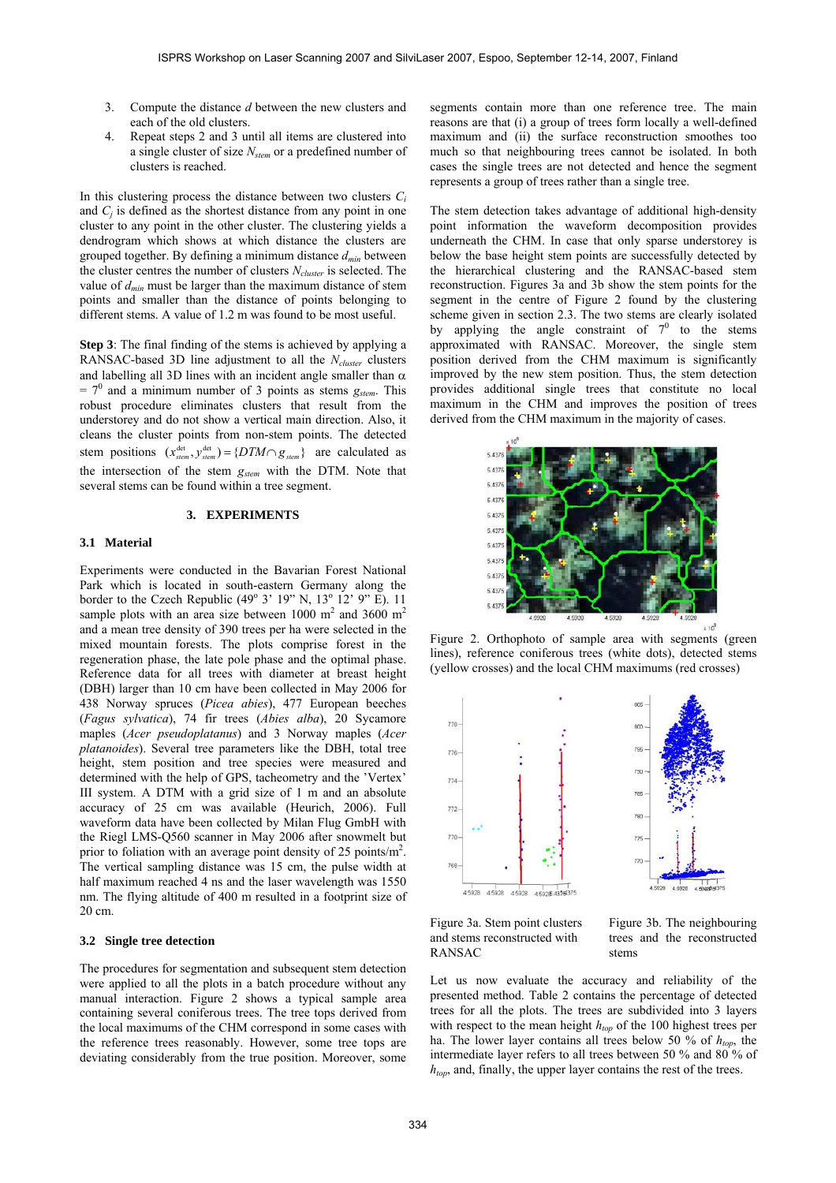3. Compute the distance $d$ between the new clusters and each of the old clusters.
4. Repeat steps 2 and 3 until all items are clustered into a single cluster of size $N_{stem}$ or a predefined number of clusters is reached.

In this clustering process the distance between two clusters $C_i$ and $C_j$ is defined as the shortest distance from any point in one cluster to any point in the other cluster. The clustering yields a dendrogram which shows at which distance the clusters are grouped together. By defining a minimum distance $d_{min}$ between the cluster centres the number of clusters $N_{cluster}$ is selected. The value of $d_{min}$ must be larger than the maximum distance of stem points and smaller than the distance of points belonging to different stems. A value of 1.2 m was found to be most useful.

**Step 3**: The final finding of the stems is achieved by applying a RANSAC-based 3D line adjustment to all the $N_{cluster}$ clusters and labelling all 3D lines with an incident angle smaller than $\alpha = 7^0$ and a minimum number of 3 points as stems $g_{stem}$. This robust procedure eliminates clusters that result from the understorey and do not show a vertical main direction. Also, it cleans the cluster points from non-stem points. The detected stem positions $(x_{stem}^{det}, y_{stem}^{det}) = \{DTM \cap g_{stem}\}$ are calculated as the intersection of the stem $g_{stem}$ with the DTM. Note that several stems can be found within a tree segment.

## 3. EXPERIMENTS

### 3.1 Material

Experiments were conducted in the Bavarian Forest National Park which is located in south-eastern Germany along the border to the Czech Republic (49° 3' 19" N, 13° 12' 9" E). 11 sample plots with an area size between 1000 m$^2$ and 3600 m$^2$ and a mean tree density of 390 trees per ha were selected in the mixed mountain forests. The plots comprise forest in the regeneration phase, the late pole phase and the optimal phase. Reference data for all trees with diameter at breast height (DBH) larger than 10 cm have been collected in May 2006 for 438 Norway spruces (*Picea abies*), 477 European beeches (*Fagus sylvatica*), 74 fir trees (*Abies alba*), 20 Sycamore maples (*Acer pseudoplatanus*) and 3 Norway maples (*Acer platanoides*). Several tree parameters like the DBH, total tree height, stem position and tree species were measured and determined with the help of GPS, tacheometry and the 'Vertex' III system. A DTM with a grid size of 1 m and an absolute accuracy of 25 cm was available (Heurich, 2006). Full waveform data have been collected by Milan Flug GmbH with the Riegl LMS-Q560 scanner in May 2006 after snowmelt but prior to foliation with an average point density of 25 points/m$^2$. The vertical sampling distance was 15 cm, the pulse width at half maximum reached 4 ns and the laser wavelength was 1550 nm. The flying altitude of 400 m resulted in a footprint size of 20 cm.

### 3.2 Single tree detection

The procedures for segmentation and subsequent stem detection were applied to all the plots in a batch procedure without any manual interaction. Figure 2 shows a typical sample area containing several coniferous trees. The tree tops derived from the local maximums of the CHM correspond in some cases with the reference trees reasonably. However, some tree tops are deviating considerably from the true position. Moreover, some segments contain more than one reference tree. The main reasons are that (i) a group of trees form locally a well-defined maximum and (ii) the surface reconstruction smoothes too much so that neighbouring trees cannot be isolated. In both cases the single trees are not detected and hence the segment represents a group of trees rather than a single tree.

The stem detection takes advantage of additional high-density point information the waveform decomposition provides underneath the CHM. In case that only sparse understorey is below the base height stem points are successfully detected by the hierarchical clustering and the RANSAC-based stem reconstruction. Figures 3a and 3b show the stem points for the segment in the centre of Figure 2 found by the clustering scheme given in section 2.3. The two stems are clearly isolated by applying the angle constraint of $7^0$ to the stems approximated with RANSAC. Moreover, the single stem position derived from the CHM maximum is significantly improved by the new stem position. Thus, the stem detection provides additional single trees that constitute no local maximum in the CHM and improves the position of trees derived from the CHM maximum in the majority of cases.

Figure 2. Orthophoto of sample area with segments (green lines), reference coniferous trees (white dots), detected stems (yellow crosses) and the local CHM maximums (red crosses)

Figure 3a. Stem point clusters and stems reconstructed with RANSAC

Figure 3b. The neighbouring trees and the reconstructed stems

Let us now evaluate the accuracy and reliability of the presented method. Table 2 contains the percentage of detected trees for all the plots. The trees are subdivided into 3 layers with respect to the mean height $h_{top}$ of the 100 highest trees per ha. The lower layer contains all trees below 50 % of $h_{top}$, the intermediate layer refers to all trees between 50 % and 80 % of $h_{top}$, and, finally, the upper layer contains the rest of the trees.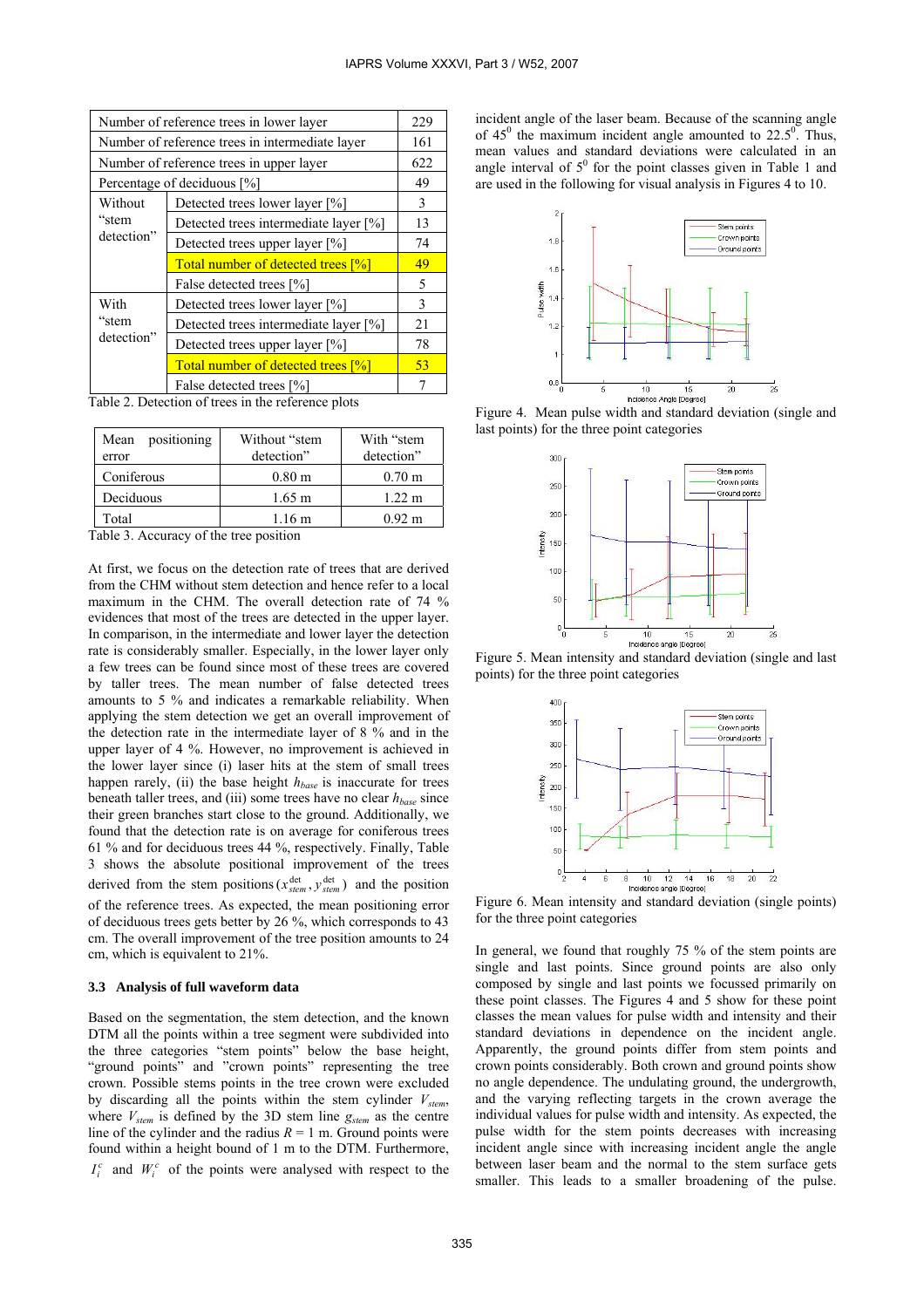| Number of reference trees in lower layer | | 229 |
|---|---|---|
| Number of reference trees in intermediate layer | | 161 |
| Number of reference trees in upper layer | | 622 |
| Percentage of deciduous [%] | | 49 |
| Without "stem detection" | Detected trees lower layer [%] | 3 |
| | Detected trees intermediate layer [%] | 13 |
| | Detected trees upper layer [%] | 74 |
| | Total number of detected trees [%] | 49 |
| | False detected trees [%] | 5 |
| With "stem detection" | Detected trees lower layer [%] | 3 |
| | Detected trees intermediate layer [%] | 21 |
| | Detected trees upper layer [%] | 78 |
| | Total number of detected trees [%] | 53 |
| | False detected trees [%] | 7 |

Table 2. Detection of trees in the reference plots

| Mean positioning error | Without "stem detection" | With "stem detection" |
|---|---|---|
| Coniferous | 0.80 m | 0.70 m |
| Deciduous | 1.65 m | 1.22 m |
| Total | 1.16 m | 0.92 m |

Table 3. Accuracy of the tree position

At first, we focus on the detection rate of trees that are derived from the CHM without stem detection and hence refer to a local maximum in the CHM. The overall detection rate of 74 % evidences that most of the trees are detected in the upper layer. In comparison, in the intermediate and lower layer the detection rate is considerably smaller. Especially, in the lower layer only a few trees can be found since most of these trees are covered by taller trees. The mean number of false detected trees amounts to 5 % and indicates a remarkable reliability. When applying the stem detection we get an overall improvement of the detection rate in the intermediate layer of 8 % and in the upper layer of 4 %. However, no improvement is achieved in the lower layer since (i) laser hits at the stem of small trees happen rarely, (ii) the base height $h_{base}$ is inaccurate for trees beneath taller trees, and (iii) some trees have no clear $h_{base}$ since their green branches start close to the ground. Additionally, we found that the detection rate is on average for coniferous trees 61 % and for deciduous trees 44 %, respectively. Finally, Table 3 shows the absolute positional improvement of the trees derived from the stem positions $(x_{stem}^{det}, y_{stem}^{det})$ and the position of the reference trees. As expected, the mean positioning error of deciduous trees gets better by 26 %, which corresponds to 43 cm. The overall improvement of the tree position amounts to 24 cm, which is equivalent to 21%.

### 3.3 Analysis of full waveform data

Based on the segmentation, the stem detection, and the known DTM all the points within a tree segment were subdivided into the three categories "stem points" below the base height, "ground points" and "crown points" representing the tree crown. Possible stems points in the tree crown were excluded by discarding all the points within the stem cylinder $V_{stem}$, where $V_{stem}$ is defined by the 3D stem line $g_{stem}$ as the centre line of the cylinder and the radius $R = 1$ m. Ground points were found within a height bound of 1 m to the DTM. Furthermore, $I_i^c$ and $W_i^c$ of the points were analysed with respect to the incident angle of the laser beam. Because of the scanning angle of $45^0$ the maximum incident angle amounted to $22.5^0$. Thus, mean values and standard deviations were calculated in an angle interval of $5^0$ for the point classes given in Table 1 and are used in the following for visual analysis in Figures 4 to 10.

Figure 4. Mean pulse width and standard deviation (single and last points) for the three point categories

Figure 5. Mean intensity and standard deviation (single and last points) for the three point categories

Figure 6. Mean intensity and standard deviation (single points) for the three point categories

In general, we found that roughly 75 % of the stem points are single and last points. Since ground points are also only composed by single and last points we focussed primarily on these point classes. The Figures 4 and 5 show for these point classes the mean values for pulse width and intensity and their standard deviations in dependence on the incident angle. Apparently, the ground points differ from stem points and crown points considerably. Both crown and ground points show no angle dependence. The undulating ground, the undergrowth, and the varying reflecting targets in the crown average the individual values for pulse width and intensity. As expected, the pulse width for the stem points decreases with increasing incident angle since with increasing incident angle the angle between laser beam and the normal to the stem surface gets smaller. This leads to a smaller broadening of the pulse.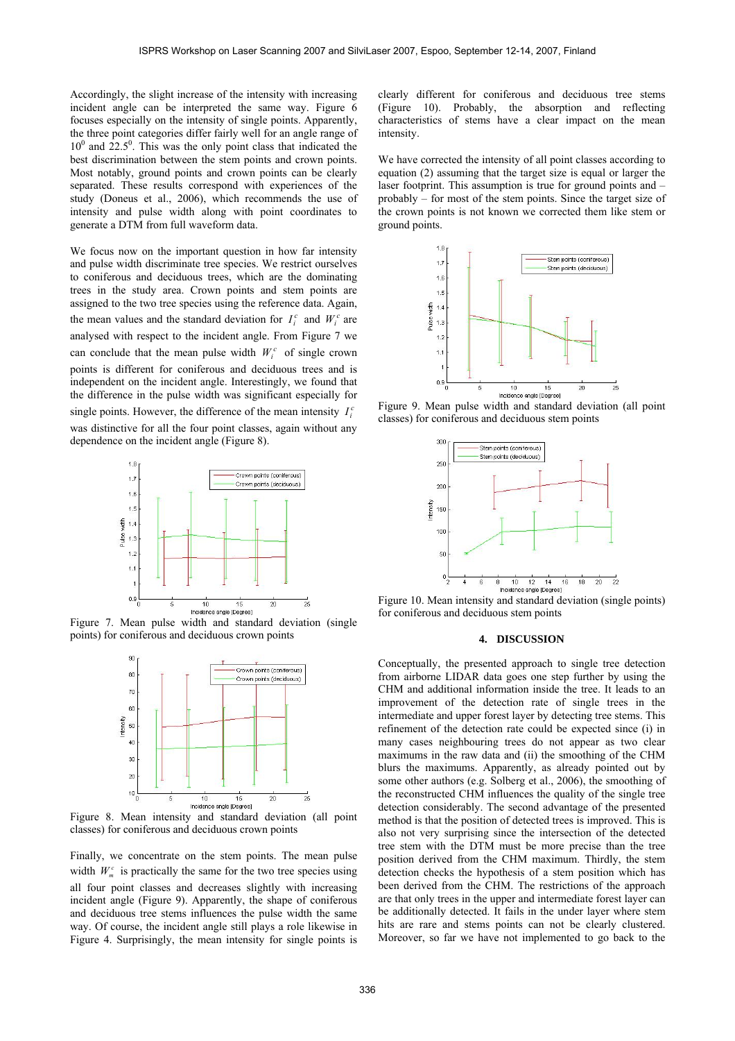Accordingly, the slight increase of the intensity with increasing incident angle can be interpreted the same way. Figure 6 focuses especially on the intensity of single points. Apparently, the three point categories differ fairly well for an angle range of $10^0$ and $22.5^0$. This was the only point class that indicated the best discrimination between the stem points and crown points. Most notably, ground points and crown points can be clearly separated. These results correspond with experiences of the study (Doneus et al., 2006), which recommends the use of intensity and pulse width along with point coordinates to generate a DTM from full waveform data.

We focus now on the important question in how far intensity and pulse width discriminate tree species. We restrict ourselves to coniferous and deciduous trees, which are the dominating trees in the study area. Crown points and stem points are assigned to the two tree species using the reference data. Again, the mean values and the standard deviation for $I_i^c$ and $W_i^c$ are analysed with respect to the incident angle. From Figure 7 we can conclude that the mean pulse width $W_i^c$ of single crown points is different for coniferous and deciduous trees and is independent on the incident angle. Interestingly, we found that the difference in the pulse width was significant especially for single points. However, the difference of the mean intensity $I_i^c$ was distinctive for all the four point classes, again without any dependence on the incident angle (Figure 8).

Figure 7. Mean pulse width and standard deviation (single points) for coniferous and deciduous crown points

Figure 8. Mean intensity and standard deviation (all point classes) for coniferous and deciduous crown points

Finally, we concentrate on the stem points. The mean pulse width $W_m^c$ is practically the same for the two tree species using all four point classes and decreases slightly with increasing incident angle (Figure 9). Apparently, the shape of coniferous and deciduous tree stems influences the pulse width the same way. Of course, the incident angle still plays a role likewise in Figure 4. Surprisingly, the mean intensity for single points is clearly different for coniferous and deciduous tree stems (Figure 10). Probably, the absorption and reflecting characteristics of stems have a clear impact on the mean intensity.

We have corrected the intensity of all point classes according to equation (2) assuming that the target size is equal or larger the laser footprint. This assumption is true for ground points and – probably – for most of the stem points. Since the target size of the crown points is not known we corrected them like stem or ground points.

Figure 9. Mean pulse width and standard deviation (all point classes) for coniferous and deciduous stem points

Figure 10. Mean intensity and standard deviation (single points) for coniferous and deciduous stem points

## 4. DISCUSSION

Conceptually, the presented approach to single tree detection from airborne LIDAR data goes one step further by using the CHM and additional information inside the tree. It leads to an improvement of the detection rate of single trees in the intermediate and upper forest layer by detecting tree stems. This refinement of the detection rate could be expected since (i) in many cases neighbouring trees do not appear as two clear maximums in the raw data and (ii) the smoothing of the CHM blurs the maximums. Apparently, as already pointed out by some other authors (e.g. Solberg et al., 2006), the smoothing of the reconstructed CHM influences the quality of the single tree detection considerably. The second advantage of the presented method is that the position of detected trees is improved. This is also not very surprising since the intersection of the detected tree stem with the DTM must be more precise than the tree position derived from the CHM maximum. Thirdly, the stem detection checks the hypothesis of a stem position which has been derived from the CHM. The restrictions of the approach are that only trees in the upper and intermediate forest layer can be additionally detected. It fails in the under layer where stem hits are rare and stems points can not be clearly clustered. Moreover, so far we have not implemented to go back to the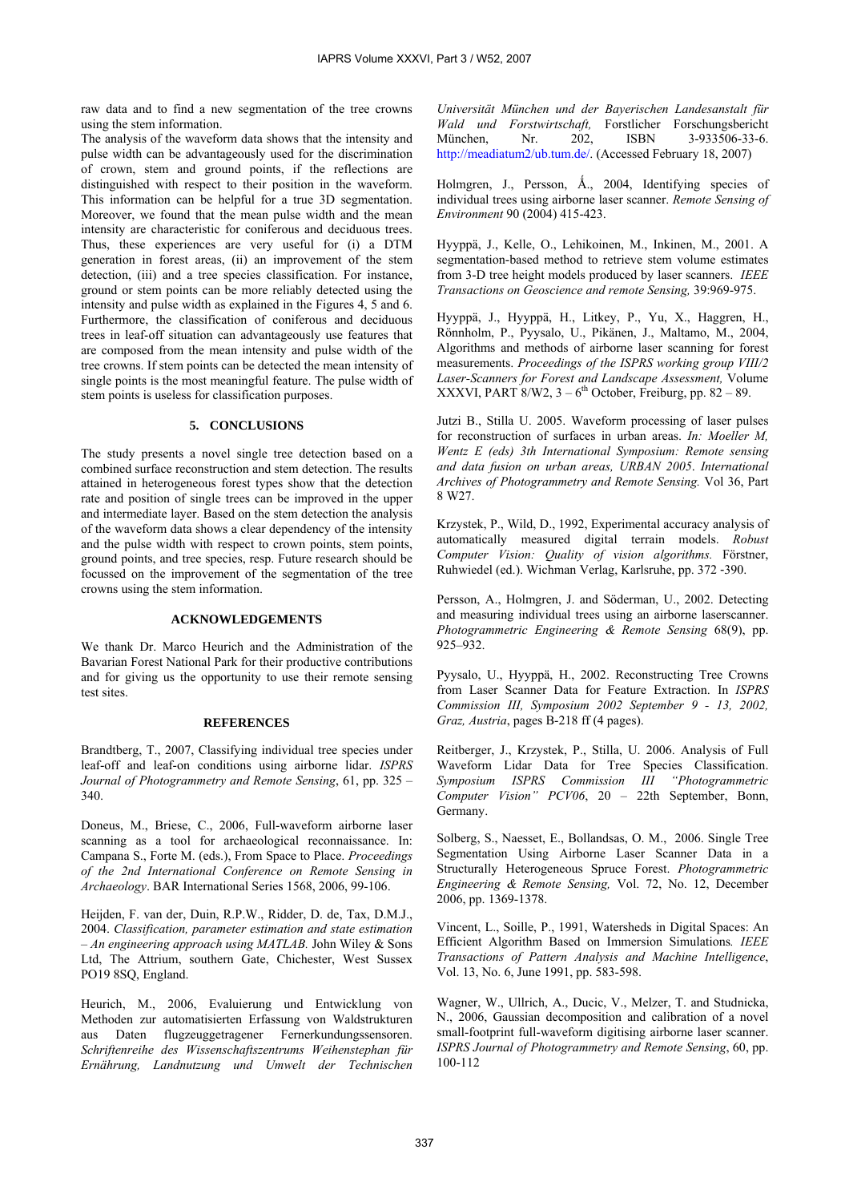raw data and to find a new segmentation of the tree crowns using the stem information.

The analysis of the waveform data shows that the intensity and pulse width can be advantageously used for the discrimination of crown, stem and ground points, if the reflections are distinguished with respect to their position in the waveform. This information can be helpful for a true 3D segmentation. Moreover, we found that the mean pulse width and the mean intensity are characteristic for coniferous and deciduous trees. Thus, these experiences are very useful for (i) a DTM generation in forest areas, (ii) an improvement of the stem detection, (iii) and a tree species classification. For instance, ground or stem points can be more reliably detected using the intensity and pulse width as explained in the Figures 4, 5 and 6. Furthermore, the classification of coniferous and deciduous trees in leaf-off situation can advantageously use features that are composed from the mean intensity and pulse width of the tree crowns. If stem points can be detected the mean intensity of single points is the most meaningful feature. The pulse width of stem points is useless for classification purposes.

## 5. CONCLUSIONS

The study presents a novel single tree detection based on a combined surface reconstruction and stem detection. The results attained in heterogeneous forest types show that the detection rate and position of single trees can be improved in the upper and intermediate layer. Based on the stem detection the analysis of the waveform data shows a clear dependency of the intensity and the pulse width with respect to crown points, stem points, ground points, and tree species, resp. Future research should be focussed on the improvement of the segmentation of the tree crowns using the stem information.

## ACKNOWLEDGEMENTS

We thank Dr. Marco Heurich and the Administration of the Bavarian Forest National Park for their productive contributions and for giving us the opportunity to use their remote sensing test sites.

## REFERENCES

Brandtberg, T., 2007, Classifying individual tree species under leaf-off and leaf-on conditions using airborne lidar. *ISPRS Journal of Photogrammetry and Remote Sensing*, 61, pp. 325 – 340.

Doneus, M., Briese, C., 2006, Full-waveform airborne laser scanning as a tool for archaeological reconnaissance. In: Campana S., Forte M. (eds.), From Space to Place. *Proceedings of the 2nd International Conference on Remote Sensing in Archaeology*. BAR International Series 1568, 2006, 99-106.

Heijden, F. van der, Duin, R.P.W., Ridder, D. de, Tax, D.M.J., 2004. *Classification, parameter estimation and state estimation – An engineering approach using MATLAB.* John Wiley & Sons Ltd, The Attrium, southern Gate, Chichester, West Sussex PO19 8SQ, England.

Heurich, M., 2006, Evaluierung und Entwicklung von Methoden zur automatisierten Erfassung von Waldstrukturen aus Daten flugzeuggetragener Fernerkundungssensoren. *Schriftenreihe des Wissenschaftszentrums Weihenstephan für Ernährung, Landnutzung und Umwelt der Technischen Universität München und der Bayerischen Landesanstalt für Wald und Forstwirtschaft,* Forstlicher Forschungsbericht München, Nr. 202, ISBN 3-933506-33-6. http://meadiatum2/ub.tum.de/. (Accessed February 18, 2007)

Holmgren, J., Persson, Å., 2004, Identifying species of individual trees using airborne laser scanner. *Remote Sensing of Environment* 90 (2004) 415-423.

Hyyppä, J., Kelle, O., Lehikoinen, M., Inkinen, M., 2001. A segmentation-based method to retrieve stem volume estimates from 3-D tree height models produced by laser scanners. *IEEE Transactions on Geoscience and remote Sensing,* 39:969-975.

Hyyppä, J., Hyyppä, H., Litkey, P., Yu, X., Haggren, H., Rönnholm, P., Pyysalo, U., Pikänen, J., Maltamo, M., 2004, Algorithms and methods of airborne laser scanning for forest measurements. *Proceedings of the ISPRS working group VIII/2 Laser-Scanners for Forest and Landscape Assessment,* Volume XXXVI, PART 8/W2, 3 – 6th October, Freiburg, pp. 82 – 89.

Jutzi B., Stilla U. 2005. Waveform processing of laser pulses for reconstruction of surfaces in urban areas. *In: Moeller M, Wentz E (eds) 3th International Symposium: Remote sensing and data fusion on urban areas, URBAN 2005*. *International Archives of Photogrammetry and Remote Sensing.* Vol 36, Part 8 W27.

Krzystek, P., Wild, D., 1992, Experimental accuracy analysis of automatically measured digital terrain models. *Robust Computer Vision: Quality of vision algorithms.* Förstner, Ruhwiedel (ed.). Wichman Verlag, Karlsruhe, pp. 372 -390.

Persson, A., Holmgren, J. and Söderman, U., 2002. Detecting and measuring individual trees using an airborne laserscanner. *Photogrammetric Engineering & Remote Sensing* 68(9), pp. 925–932.

Pyysalo, U., Hyyppä, H., 2002. Reconstructing Tree Crowns from Laser Scanner Data for Feature Extraction. In *ISPRS Commission III, Symposium 2002 September 9 - 13, 2002, Graz, Austria*, pages B-218 ff (4 pages).

Reitberger, J., Krzystek, P., Stilla, U. 2006. Analysis of Full Waveform Lidar Data for Tree Species Classification. *Symposium ISPRS Commission III "Photogrammetric Computer Vision" PCV06*, 20 – 22th September, Bonn, Germany.

Solberg, S., Naesset, E., Bollandsas, O. M., 2006. Single Tree Segmentation Using Airborne Laser Scanner Data in a Structurally Heterogeneous Spruce Forest. *Photogrammetric Engineering & Remote Sensing,* Vol. 72, No. 12, December 2006, pp. 1369-1378.

Vincent, L., Soille, P., 1991, Watersheds in Digital Spaces: An Efficient Algorithm Based on Immersion Simulations*. IEEE Transactions of Pattern Analysis and Machine Intelligence*, Vol. 13, No. 6, June 1991, pp. 583-598.

Wagner, W., Ullrich, A., Ducic, V., Melzer, T. and Studnicka, N., 2006, Gaussian decomposition and calibration of a novel small-footprint full-waveform digitising airborne laser scanner. *ISPRS Journal of Photogrammetry and Remote Sensing*, 60, pp. 100-112